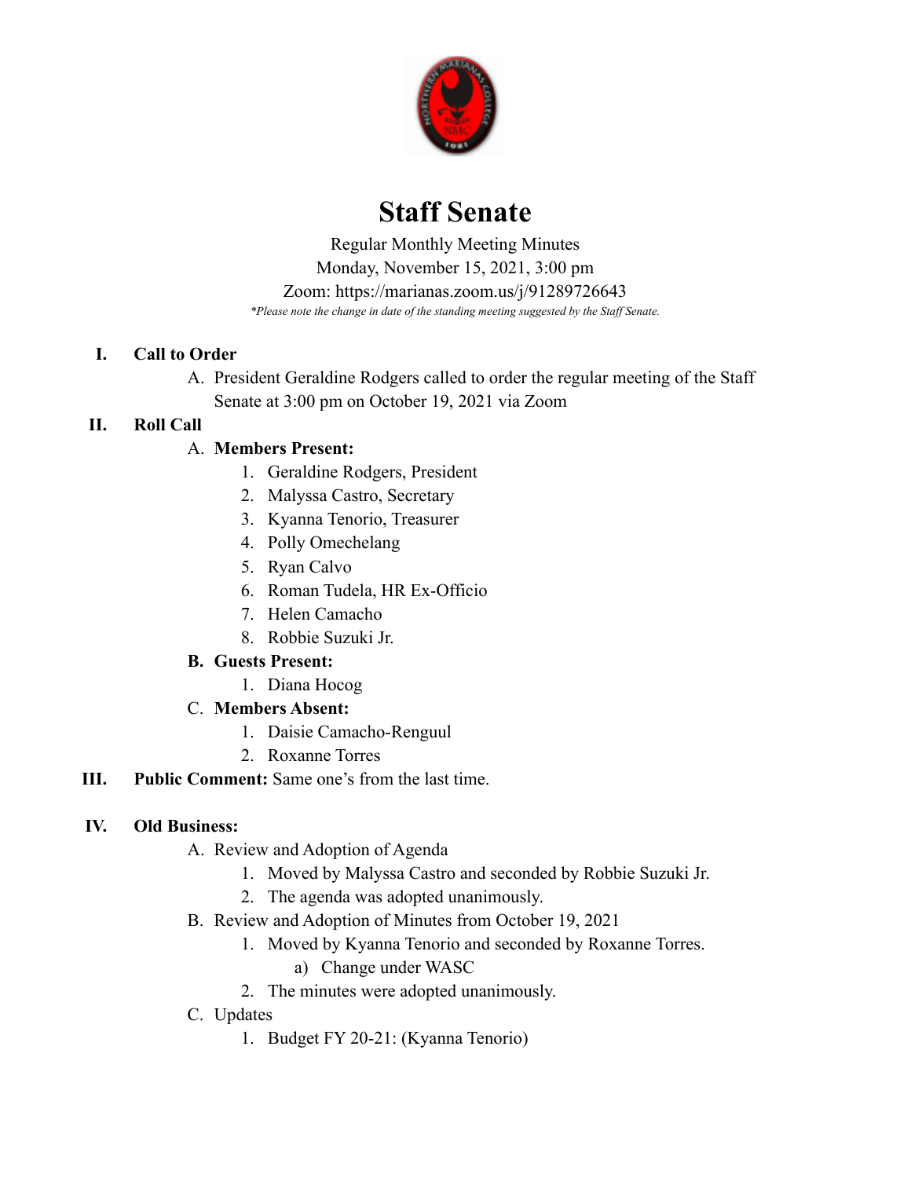# Staff Senate

Regular Monthly Meeting Minutes
Monday, November 15, 2021, 3:00 pm
Zoom: https://marianas.zoom.us/j/91289726643
*Please note the change in date of the standing meeting suggested by the Staff Senate.*

I. **Call to Order**
   A. President Geraldine Rodgers called to order the regular meeting of the Staff Senate at 3:00 pm on October 19, 2021 via Zoom

II. **Roll Call**
   A. **Members Present:**
      1. Geraldine Rodgers, President
      2. Malyssa Castro, Secretary
      3. Kyanna Tenorio, Treasurer
      4. Polly Omechelang
      5. Ryan Calvo
      6. Roman Tudela, HR Ex-Officio
      7. Helen Camacho
      8. Robbie Suzuki Jr.
   B. **Guests Present:**
      1. Diana Hocog
   C. **Members Absent:**
      1. Daisie Camacho-Renguul
      2. Roxanne Torres

III. **Public Comment:** Same one's from the last time.

IV. **Old Business:**
   A. Review and Adoption of Agenda
      1. Moved by Malyssa Castro and seconded by Robbie Suzuki Jr.
      2. The agenda was adopted unanimously.
   B. Review and Adoption of Minutes from October 19, 2021
      1. Moved by Kyanna Tenorio and seconded by Roxanne Torres.
         a) Change under WASC
      2. The minutes were adopted unanimously.
   C. Updates
      1. Budget FY 20-21: (Kyanna Tenorio)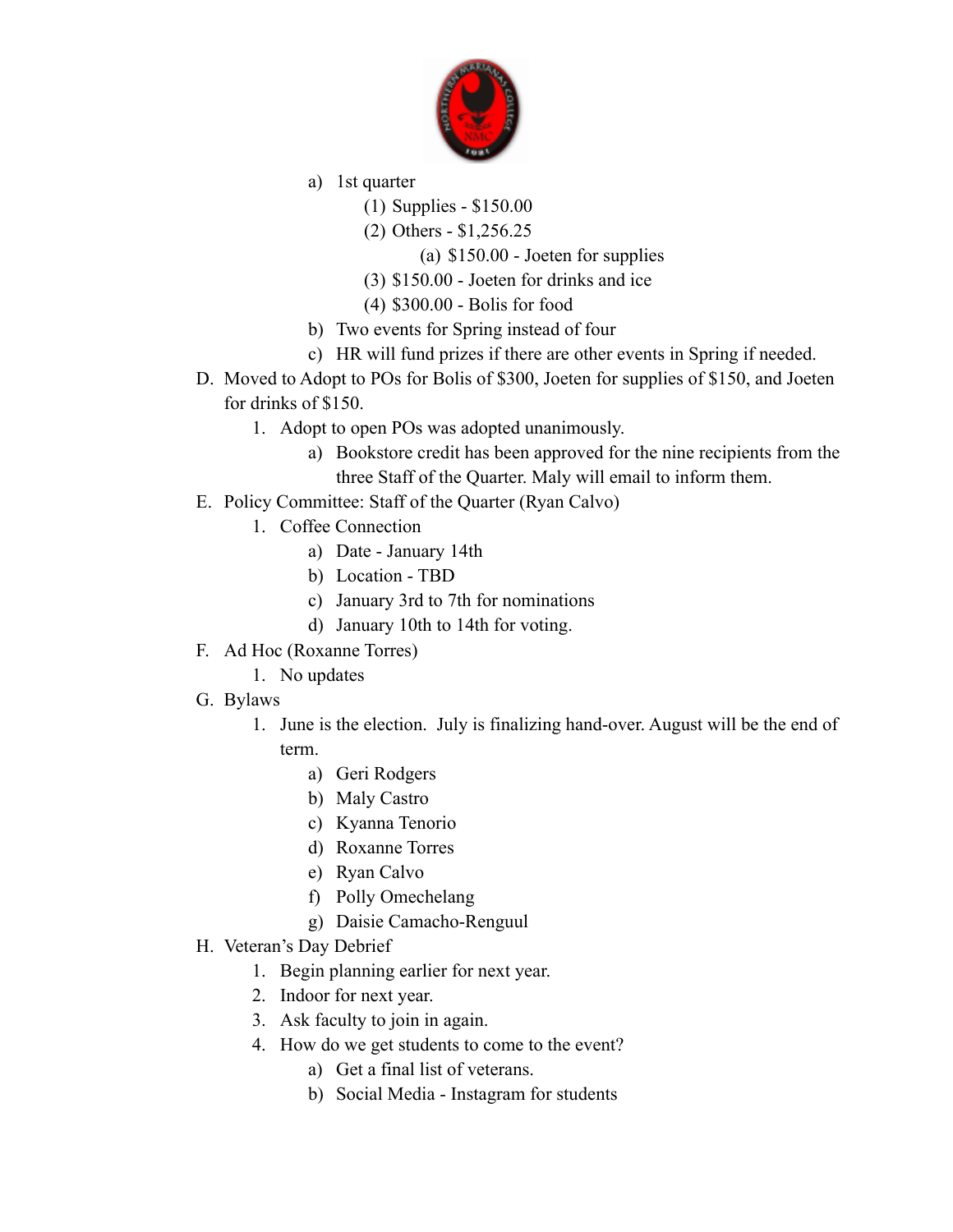a) 1st quarter
    (1) Supplies - $150.00
    (2) Others - $1,256.25
        (a) $150.00 - Joeten for supplies
    (3) $150.00 - Joeten for drinks and ice
    (4) $300.00 - Bolis for food
b) Two events for Spring instead of four
c) HR will fund prizes if there are other events in Spring if needed.

D. Moved to Adopt to POs for Bolis of $300, Joeten for supplies of $150, and Joeten for drinks of $150.
    1. Adopt to open POs was adopted unanimously.
        a) Bookstore credit has been approved for the nine recipients from the three Staff of the Quarter. Maly will email to inform them.

E. Policy Committee: Staff of the Quarter (Ryan Calvo)
    1. Coffee Connection
        a) Date - January 14th
        b) Location - TBD
        c) January 3rd to 7th for nominations
        d) January 10th to 14th for voting.

F. Ad Hoc (Roxanne Torres)
    1. No updates

G. Bylaws
    1. June is the election. July is finalizing hand-over. August will be the end of term.
        a) Geri Rodgers
        b) Maly Castro
        c) Kyanna Tenorio
        d) Roxanne Torres
        e) Ryan Calvo
        f) Polly Omechelang
        g) Daisie Camacho-Renguul

H. Veteran's Day Debrief
    1. Begin planning earlier for next year.
    2. Indoor for next year.
    3. Ask faculty to join in again.
    4. How do we get students to come to the event?
        a) Get a final list of veterans.
        b) Social Media - Instagram for students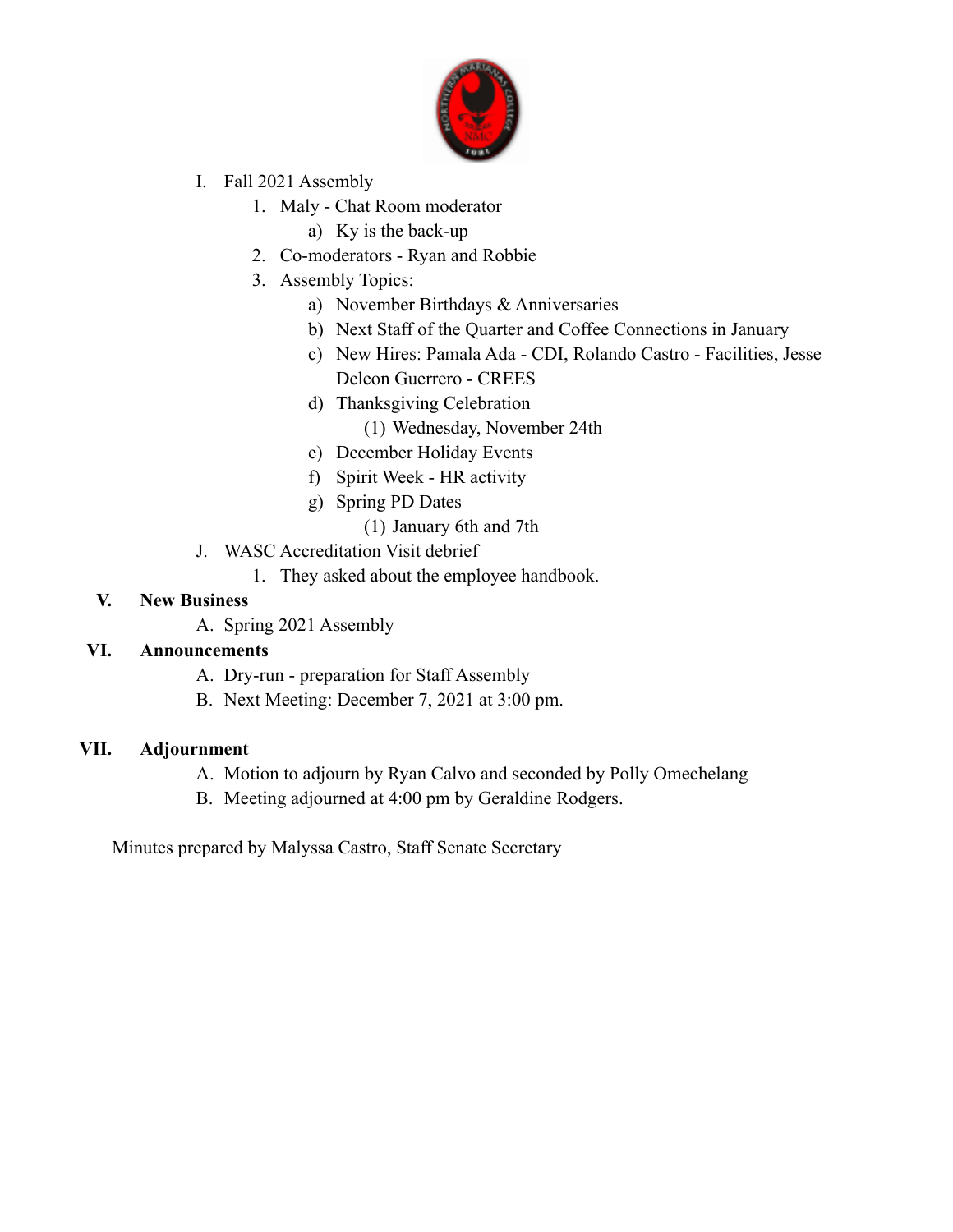I. Fall 2021 Assembly
   1. Maly - Chat Room moderator
      a) Ky is the back-up
   2. Co-moderators - Ryan and Robbie
   3. Assembly Topics:
      a) November Birthdays & Anniversaries
      b) Next Staff of the Quarter and Coffee Connections in January
      c) New Hires: Pamala Ada - CDI, Rolando Castro - Facilities, Jesse Deleon Guerrero - CREES
      d) Thanksgiving Celebration
         (1) Wednesday, November 24th
      e) December Holiday Events
      f) Spirit Week - HR activity
      g) Spring PD Dates
         (1) January 6th and 7th

J. WASC Accreditation Visit debrief
   1. They asked about the employee handbook.

## V. New Business

A. Spring 2021 Assembly

## VI. Announcements

A. Dry-run - preparation for Staff Assembly
B. Next Meeting: December 7, 2021 at 3:00 pm.

## VII. Adjournment

A. Motion to adjourn by Ryan Calvo and seconded by Polly Omechelang
B. Meeting adjourned at 4:00 pm by Geraldine Rodgers.

Minutes prepared by Malyssa Castro, Staff Senate Secretary